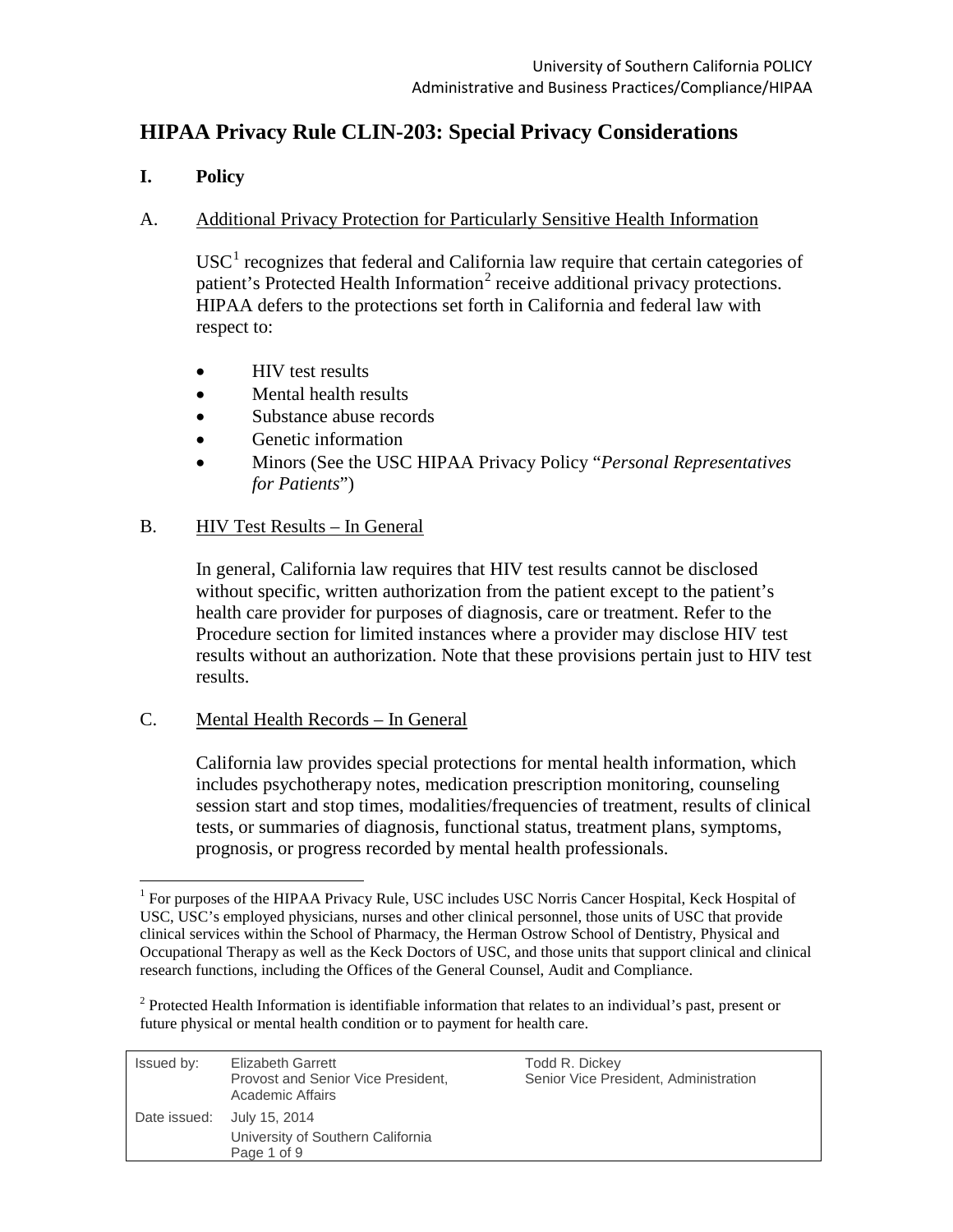# HIPAA Privacy Rule CLIN-203: Special Privacy Considerations

## I. Policy

### A. Additional Privacy Protection for Particularly Sensitive Health Information

USC[1] recognizes that federal and California law require that certain categories of patient's Protected Health Information[2] receive additional privacy protections. HIPAA defers to the protections set forth in California and federal law with respect to:

- HIV test results
- Mental health results
- Substance abuse records
- Genetic information
- Minors (See the USC HIPAA Privacy Policy "*Personal Representatives for Patients*")

### B. HIV Test Results – In General

In general, California law requires that HIV test results cannot be disclosed without specific, written authorization from the patient except to the patient's health care provider for purposes of diagnosis, care or treatment. Refer to the Procedure section for limited instances where a provider may disclose HIV test results without an authorization. Note that these provisions pertain just to HIV test results.

### C. Mental Health Records – In General

California law provides special protections for mental health information, which includes psychotherapy notes, medication prescription monitoring, counseling session start and stop times, modalities/frequencies of treatment, results of clinical tests, or summaries of diagnosis, functional status, treatment plans, symptoms, prognosis, or progress recorded by mental health professionals.

---

[1] For purposes of the HIPAA Privacy Rule, USC includes USC Norris Cancer Hospital, Keck Hospital of USC, USC's employed physicians, nurses and other clinical personnel, those units of USC that provide clinical services within the School of Pharmacy, the Herman Ostrow School of Dentistry, Physical and Occupational Therapy as well as the Keck Doctors of USC, and those units that support clinical and clinical research functions, including the Offices of the General Counsel, Audit and Compliance.

[2] Protected Health Information is identifiable information that relates to an individual's past, present or future physical or mental health condition or to payment for health care.

| Issued by: | Elizabeth Garrett<br>Provost and Senior Vice President, Academic Affairs | Todd R. Dickey<br>Senior Vice President, Administration |
|---|---|---|
| Date issued: | July 15, 2014<br>University of Southern California | |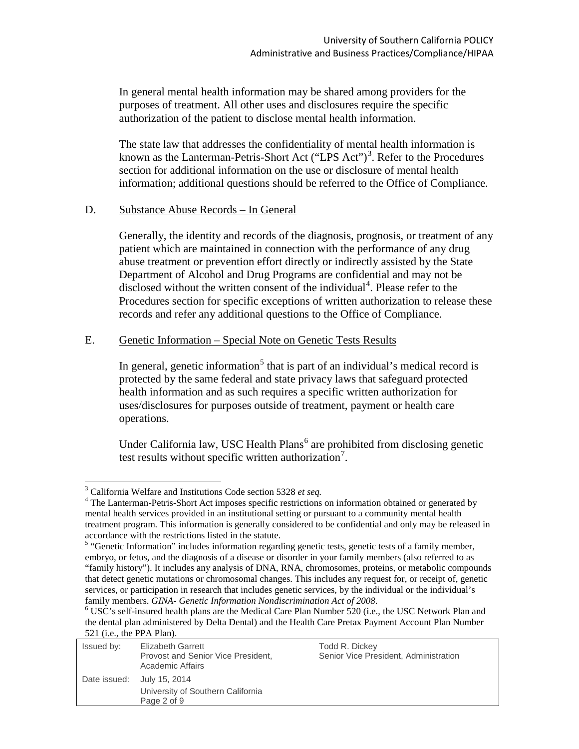In general mental health information may be shared among providers for the purposes of treatment. All other uses and disclosures require the specific authorization of the patient to disclose mental health information.

The state law that addresses the confidentiality of mental health information is known as the Lanterman-Petris-Short Act ("LPS Act")[3]. Refer to the Procedures section for additional information on the use or disclosure of mental health information; additional questions should be referred to the Office of Compliance.

D. Substance Abuse Records – In General

Generally, the identity and records of the diagnosis, prognosis, or treatment of any patient which are maintained in connection with the performance of any drug abuse treatment or prevention effort directly or indirectly assisted by the State Department of Alcohol and Drug Programs are confidential and may not be disclosed without the written consent of the individual[4]. Please refer to the Procedures section for specific exceptions of written authorization to release these records and refer any additional questions to the Office of Compliance.

E. Genetic Information – Special Note on Genetic Tests Results

In general, genetic information[5] that is part of an individual's medical record is protected by the same federal and state privacy laws that safeguard protected health information and as such requires a specific written authorization for uses/disclosures for purposes outside of treatment, payment or health care operations.

Under California law, USC Health Plans[6] are prohibited from disclosing genetic test results without specific written authorization[7].

---

[3] California Welfare and Institutions Code section 5328 *et seq.*

[4] The Lanterman-Petris-Short Act imposes specific restrictions on information obtained or generated by mental health services provided in an institutional setting or pursuant to a community mental health treatment program. This information is generally considered to be confidential and only may be released in accordance with the restrictions listed in the statute.

[5] "Genetic Information" includes information regarding genetic tests, genetic tests of a family member, embryo, or fetus, and the diagnosis of a disease or disorder in your family members (also referred to as "family history"). It includes any analysis of DNA, RNA, chromosomes, proteins, or metabolic compounds that detect genetic mutations or chromosomal changes. This includes any request for, or receipt of, genetic services, or participation in research that includes genetic services, by the individual or the individual's family members. *GINA- Genetic Information Nondiscrimination Act of 2008*.

[6] USC's self-insured health plans are the Medical Care Plan Number 520 (i.e., the USC Network Plan and the dental plan administered by Delta Dental) and the Health Care Pretax Payment Account Plan Number 521 (i.e., the PPA Plan).

| Issued by: | Elizabeth Garrett<br>Provost and Senior Vice President, Academic Affairs | Todd R. Dickey<br>Senior Vice President, Administration |
|---|---|---|
| Date issued: | July 15, 2014<br>University of Southern California | |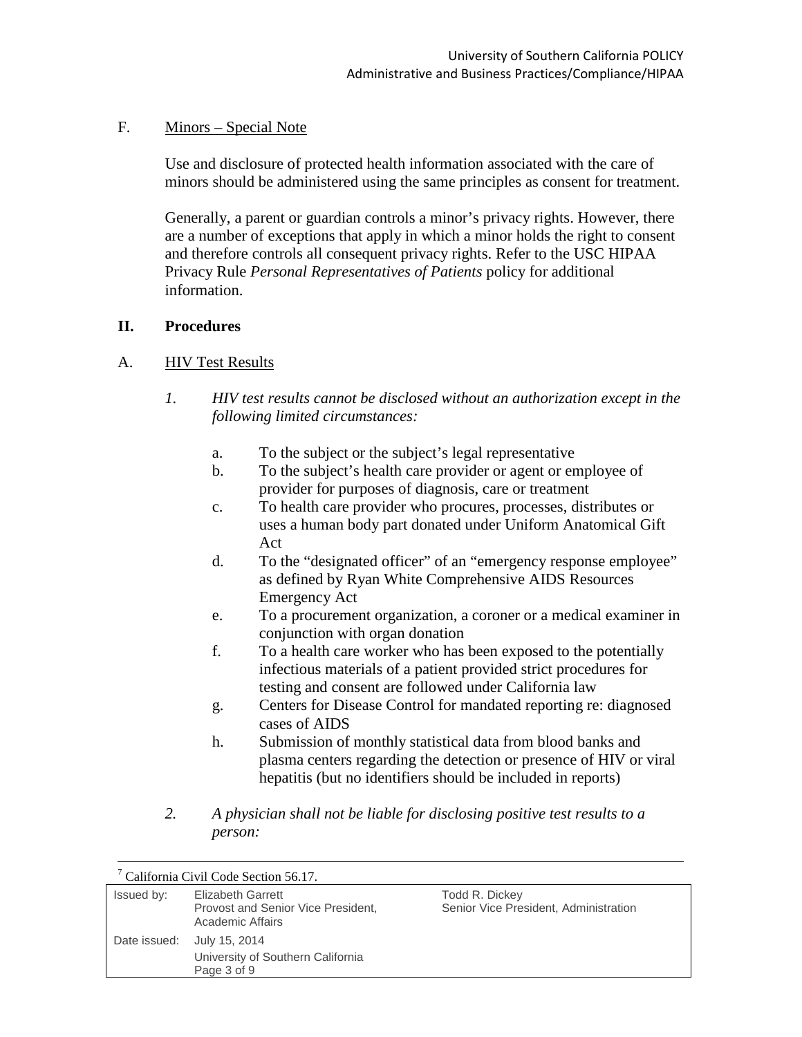F. Minors – Special Note

Use and disclosure of protected health information associated with the care of minors should be administered using the same principles as consent for treatment.

Generally, a parent or guardian controls a minor's privacy rights. However, there are a number of exceptions that apply in which a minor holds the right to consent and therefore controls all consequent privacy rights. Refer to the USC HIPAA Privacy Rule *Personal Representatives of Patients* policy for additional information.

## II. Procedures

A. HIV Test Results

1. *HIV test results cannot be disclosed without an authorization except in the following limited circumstances:*

   a. To the subject or the subject's legal representative
   b. To the subject's health care provider or agent or employee of provider for purposes of diagnosis, care or treatment
   c. To health care provider who procures, processes, distributes or uses a human body part donated under Uniform Anatomical Gift Act
   d. To the "designated officer" of an "emergency response employee" as defined by Ryan White Comprehensive AIDS Resources Emergency Act
   e. To a procurement organization, a coroner or a medical examiner in conjunction with organ donation
   f. To a health care worker who has been exposed to the potentially infectious materials of a patient provided strict procedures for testing and consent are followed under California law
   g. Centers for Disease Control for mandated reporting re: diagnosed cases of AIDS
   h. Submission of monthly statistical data from blood banks and plasma centers regarding the detection or presence of HIV or viral hepatitis (but no identifiers should be included in reports)

2. *A physician shall not be liable for disclosing positive test results to a person:*

[7] California Civil Code Section 56.17.

| Issued by: | Elizabeth Garrett<br>Provost and Senior Vice President, Academic Affairs | Todd R. Dickey<br>Senior Vice President, Administration |
|---|---|---|
| Date issued: | July 15, 2014 | |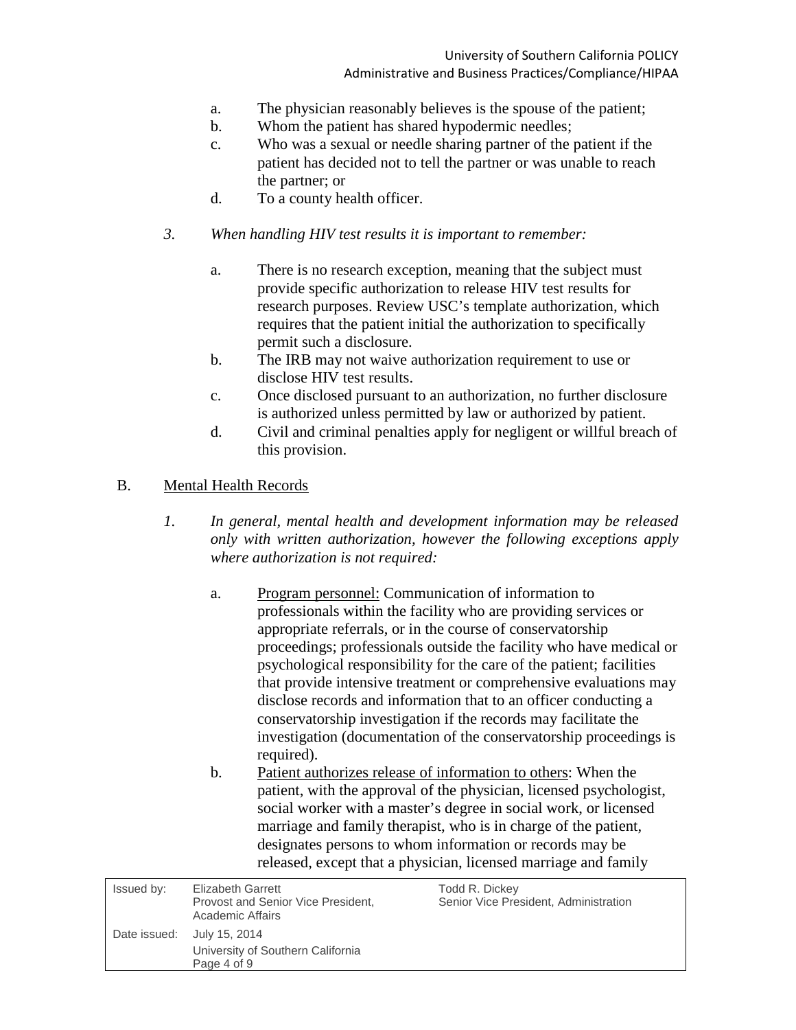a. The physician reasonably believes is the spouse of the patient;
b. Whom the patient has shared hypodermic needles;
c. Who was a sexual or needle sharing partner of the patient if the patient has decided not to tell the partner or was unable to reach the partner; or
d. To a county health officer.

3. *When handling HIV test results it is important to remember:*

   a. There is no research exception, meaning that the subject must provide specific authorization to release HIV test results for research purposes. Review USC's template authorization, which requires that the patient initial the authorization to specifically permit such a disclosure.
   b. The IRB may not waive authorization requirement to use or disclose HIV test results.
   c. Once disclosed pursuant to an authorization, no further disclosure is authorized unless permitted by law or authorized by patient.
   d. Civil and criminal penalties apply for negligent or willful breach of this provision.

B. <u>Mental Health Records</u>

1. *In general, mental health and development information may be released only with written authorization, however the following exceptions apply where authorization is not required:*

   a. <u>Program personnel:</u> Communication of information to professionals within the facility who are providing services or appropriate referrals, or in the course of conservatorship proceedings; professionals outside the facility who have medical or psychological responsibility for the care of the patient; facilities that provide intensive treatment or comprehensive evaluations may disclose records and information that to an officer conducting a conservatorship investigation if the records may facilitate the investigation (documentation of the conservatorship proceedings is required).
   b. <u>Patient authorizes release of information to others</u>: When the patient, with the approval of the physician, licensed psychologist, social worker with a master's degree in social work, or licensed marriage and family therapist, who is in charge of the patient, designates persons to whom information or records may be released, except that a physician, licensed marriage and family

| Issued by: | Elizabeth Garrett<br>Provost and Senior Vice President, Academic Affairs | Todd R. Dickey<br>Senior Vice President, Administration |
|---|---|---|
| Date issued: | July 15, 2014 | |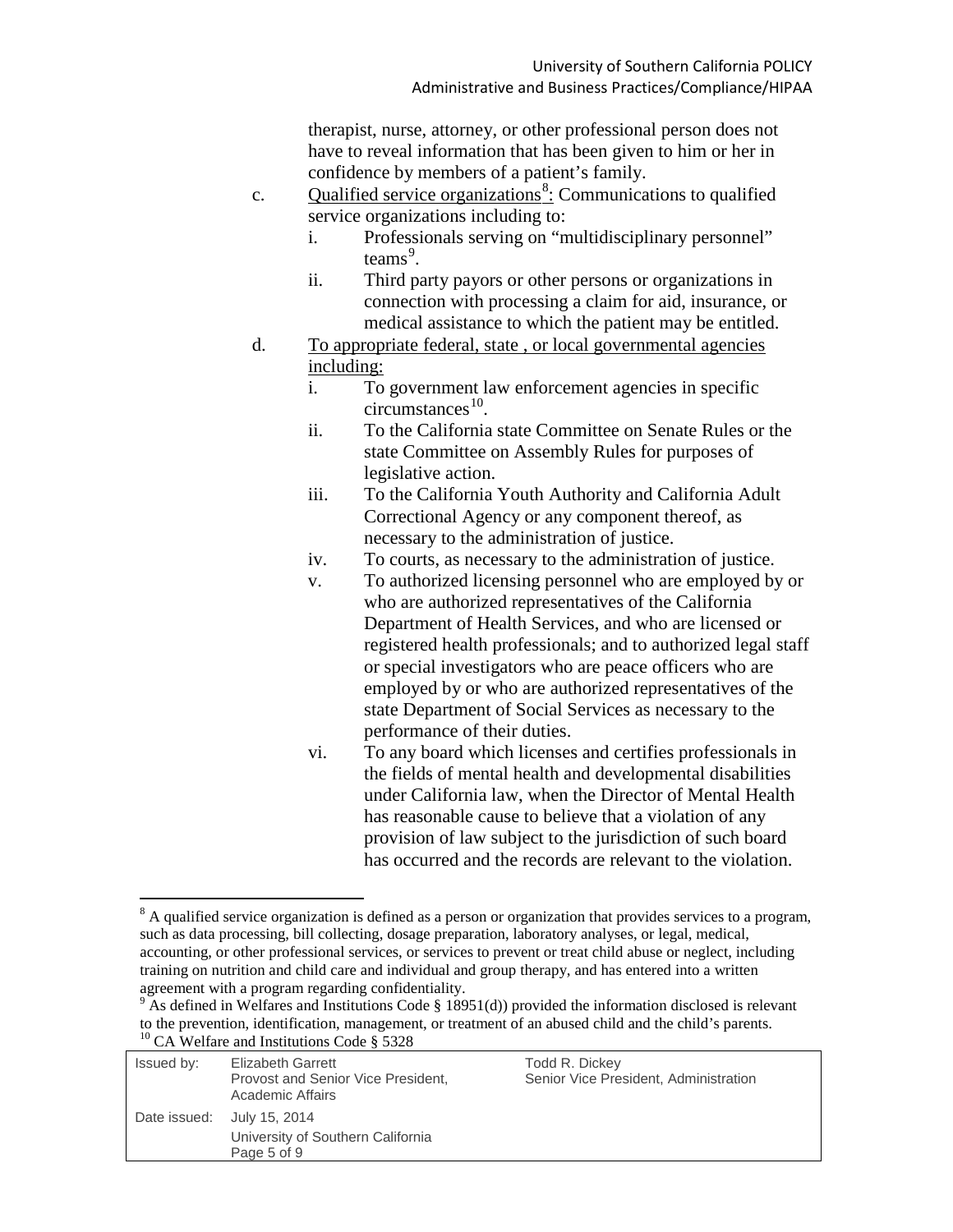therapist, nurse, attorney, or other professional person does not have to reveal information that has been given to him or her in confidence by members of a patient's family.

c. Qualified service organizations[8]: Communications to qualified service organizations including to:
   i. Professionals serving on "multidisciplinary personnel" teams[9].
   ii. Third party payors or other persons or organizations in connection with processing a claim for aid, insurance, or medical assistance to which the patient may be entitled.

d. To appropriate federal, state , or local governmental agencies including:
   i. To government law enforcement agencies in specific circumstances[10].
   ii. To the California state Committee on Senate Rules or the state Committee on Assembly Rules for purposes of legislative action.
   iii. To the California Youth Authority and California Adult Correctional Agency or any component thereof, as necessary to the administration of justice.
   iv. To courts, as necessary to the administration of justice.
   v. To authorized licensing personnel who are employed by or who are authorized representatives of the California Department of Health Services, and who are licensed or registered health professionals; and to authorized legal staff or special investigators who are peace officers who are employed by or who are authorized representatives of the state Department of Social Services as necessary to the performance of their duties.
   vi. To any board which licenses and certifies professionals in the fields of mental health and developmental disabilities under California law, when the Director of Mental Health has reasonable cause to believe that a violation of any provision of law subject to the jurisdiction of such board has occurred and the records are relevant to the violation.

---

[8] A qualified service organization is defined as a person or organization that provides services to a program, such as data processing, bill collecting, dosage preparation, laboratory analyses, or legal, medical, accounting, or other professional services, or services to prevent or treat child abuse or neglect, including training on nutrition and child care and individual and group therapy, and has entered into a written agreement with a program regarding confidentiality.

[9] As defined in Welfares and Institutions Code § 18951(d)) provided the information disclosed is relevant to the prevention, identification, management, or treatment of an abused child and the child's parents.

[10] CA Welfare and Institutions Code § 5328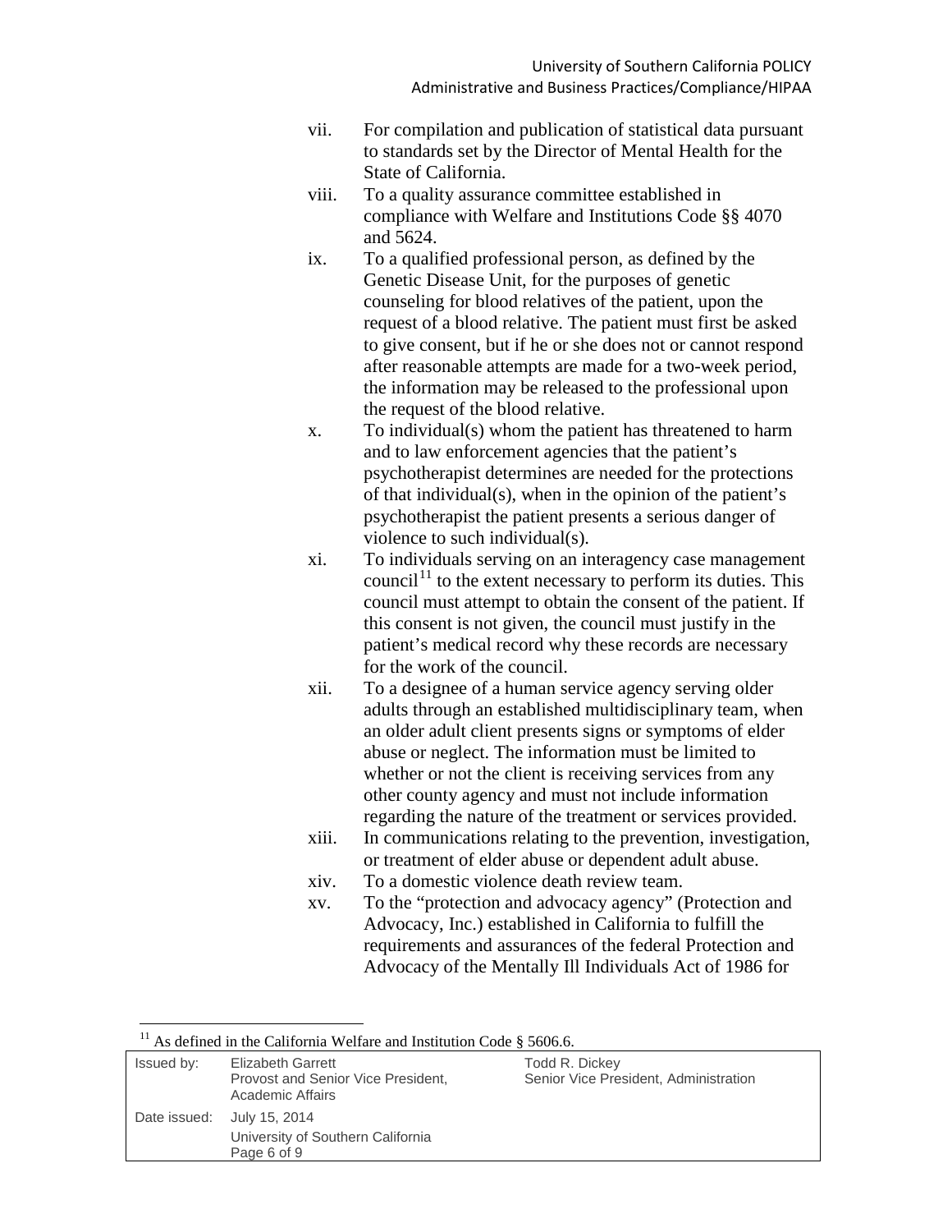vii. For compilation and publication of statistical data pursuant to standards set by the Director of Mental Health for the State of California.

viii. To a quality assurance committee established in compliance with Welfare and Institutions Code §§ 4070 and 5624.

ix. To a qualified professional person, as defined by the Genetic Disease Unit, for the purposes of genetic counseling for blood relatives of the patient, upon the request of a blood relative. The patient must first be asked to give consent, but if he or she does not or cannot respond after reasonable attempts are made for a two-week period, the information may be released to the professional upon the request of the blood relative.

x. To individual(s) whom the patient has threatened to harm and to law enforcement agencies that the patient's psychotherapist determines are needed for the protections of that individual(s), when in the opinion of the patient's psychotherapist the patient presents a serious danger of violence to such individual(s).

xi. To individuals serving on an interagency case management council[11] to the extent necessary to perform its duties. This council must attempt to obtain the consent of the patient. If this consent is not given, the council must justify in the patient's medical record why these records are necessary for the work of the council.

xii. To a designee of a human service agency serving older adults through an established multidisciplinary team, when an older adult client presents signs or symptoms of elder abuse or neglect. The information must be limited to whether or not the client is receiving services from any other county agency and must not include information regarding the nature of the treatment or services provided.

xiii. In communications relating to the prevention, investigation, or treatment of elder abuse or dependent adult abuse.

xiv. To a domestic violence death review team.

xv. To the "protection and advocacy agency" (Protection and Advocacy, Inc.) established in California to fulfill the requirements and assurances of the federal Protection and Advocacy of the Mentally Ill Individuals Act of 1986 for

[11] As defined in the California Welfare and Institution Code § 5606.6.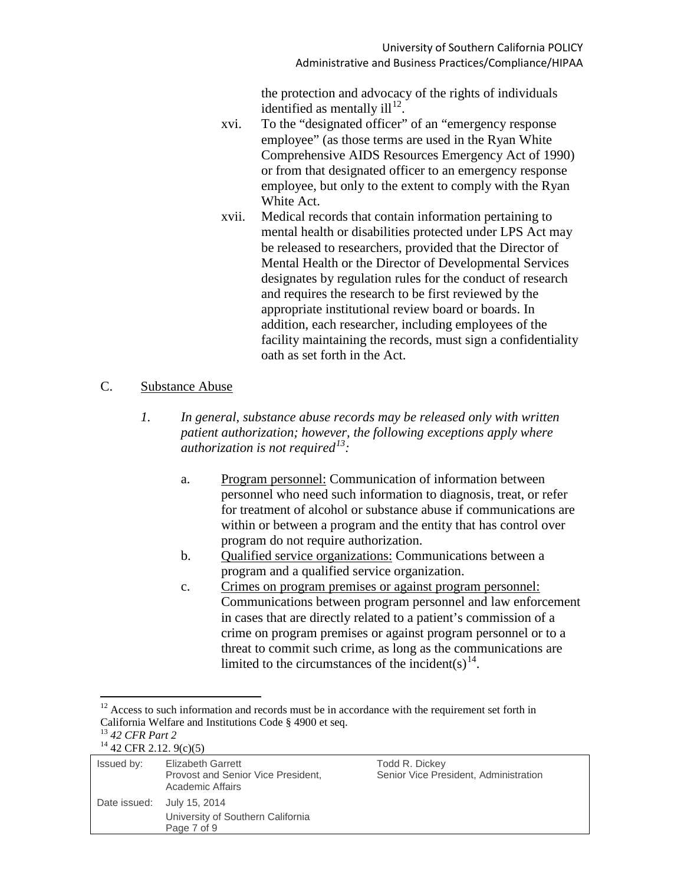the protection and advocacy of the rights of individuals identified as mentally ill[12].

xvi. To the "designated officer" of an "emergency response employee" (as those terms are used in the Ryan White Comprehensive AIDS Resources Emergency Act of 1990) or from that designated officer to an emergency response employee, but only to the extent to comply with the Ryan White Act.

xvii. Medical records that contain information pertaining to mental health or disabilities protected under LPS Act may be released to researchers, provided that the Director of Mental Health or the Director of Developmental Services designates by regulation rules for the conduct of research and requires the research to be first reviewed by the appropriate institutional review board or boards. In addition, each researcher, including employees of the facility maintaining the records, must sign a confidentiality oath as set forth in the Act.

C. Substance Abuse

*1. In general, substance abuse records may be released only with written patient authorization; however, the following exceptions apply where authorization is not required[13]:*

a. Program personnel: Communication of information between personnel who need such information to diagnosis, treat, or refer for treatment of alcohol or substance abuse if communications are within or between a program and the entity that has control over program do not require authorization.

b. Qualified service organizations: Communications between a program and a qualified service organization.

c. Crimes on program premises or against program personnel: Communications between program personnel and law enforcement in cases that are directly related to a patient's commission of a crime on program premises or against program personnel or to a threat to commit such crime, as long as the communications are limited to the circumstances of the incident(s)[14].

---

[12] Access to such information and records must be in accordance with the requirement set forth in California Welfare and Institutions Code § 4900 et seq.

[13] *42 CFR Part 2*

[14] 42 CFR 2.12. 9(c)(5)

| Issued by: | Elizabeth Garrett<br>Provost and Senior Vice President, Academic Affairs | Todd R. Dickey<br>Senior Vice President, Administration |
|---|---|---|
| Date issued: | July 15, 2014<br>University of Southern California | |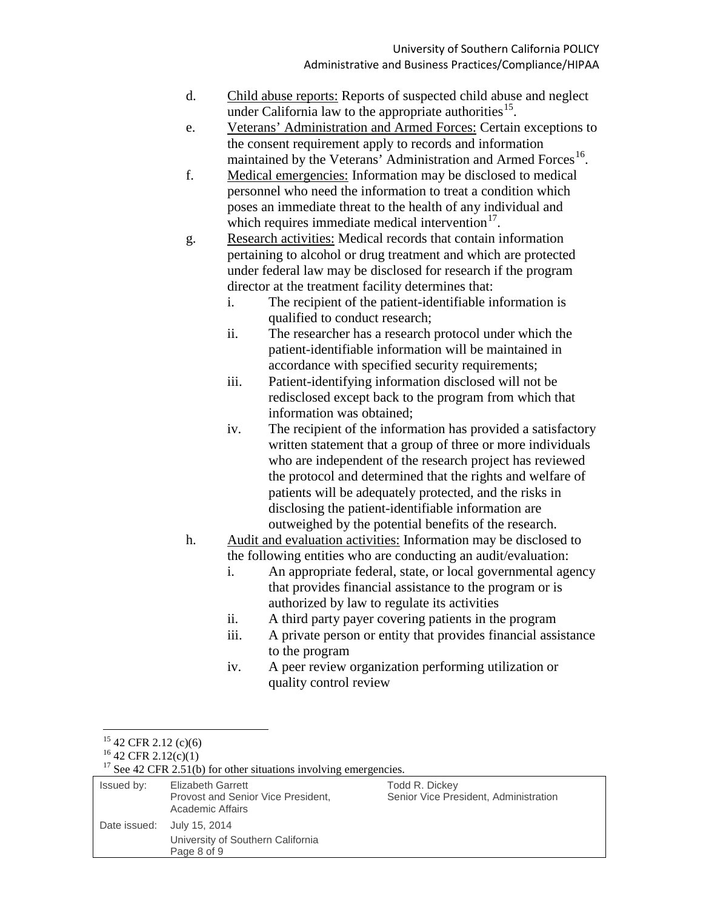d. Child abuse reports: Reports of suspected child abuse and neglect under California law to the appropriate authorities[15].

e. Veterans' Administration and Armed Forces: Certain exceptions to the consent requirement apply to records and information maintained by the Veterans' Administration and Armed Forces[16].

f. Medical emergencies: Information may be disclosed to medical personnel who need the information to treat a condition which poses an immediate threat to the health of any individual and which requires immediate medical intervention[17].

g. Research activities: Medical records that contain information pertaining to alcohol or drug treatment and which are protected under federal law may be disclosed for research if the program director at the treatment facility determines that:

   i. The recipient of the patient-identifiable information is qualified to conduct research;

   ii. The researcher has a research protocol under which the patient-identifiable information will be maintained in accordance with specified security requirements;

   iii. Patient-identifying information disclosed will not be redisclosed except back to the program from which that information was obtained;

   iv. The recipient of the information has provided a satisfactory written statement that a group of three or more individuals who are independent of the research project has reviewed the protocol and determined that the rights and welfare of patients will be adequately protected, and the risks in disclosing the patient-identifiable information are outweighed by the potential benefits of the research.

h. Audit and evaluation activities: Information may be disclosed to the following entities who are conducting an audit/evaluation:

   i. An appropriate federal, state, or local governmental agency that provides financial assistance to the program or is authorized by law to regulate its activities

   ii. A third party payer covering patients in the program

   iii. A private person or entity that provides financial assistance to the program

   iv. A peer review organization performing utilization or quality control review

---

[15] 42 CFR 2.12 (c)(6)

[16] 42 CFR 2.12(c)(1)

[17] See 42 CFR 2.51(b) for other situations involving emergencies.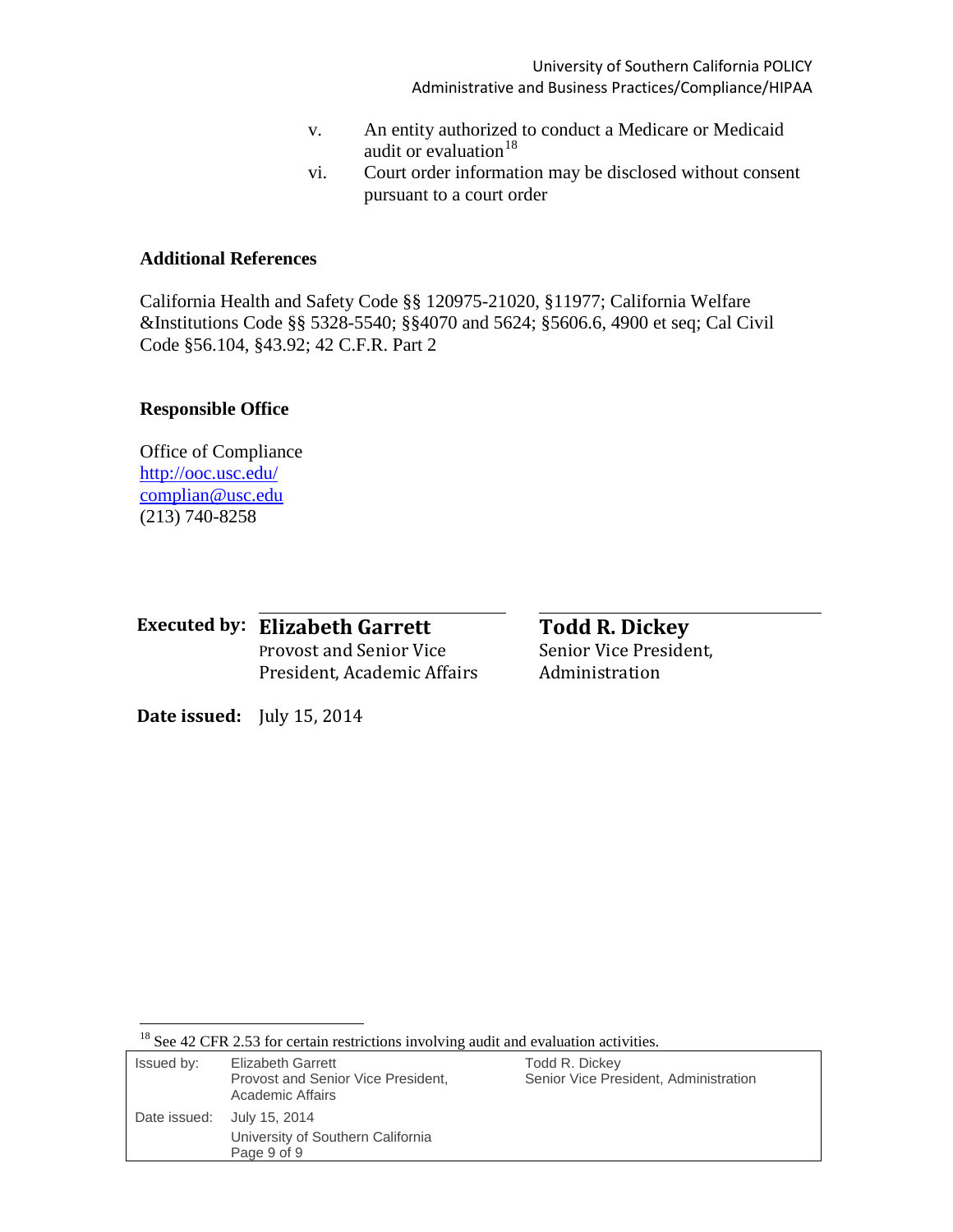v. An entity authorized to conduct a Medicare or Medicaid audit or evaluation[18]

vi. Court order information may be disclosed without consent pursuant to a court order

**Additional References**

California Health and Safety Code §§ 120975-21020, §11977; California Welfare &Institutions Code §§ 5328-5540; §§4070 and 5624; §5606.6, 4900 et seq; Cal Civil Code §56.104, §43.92; 42 C.F.R. Part 2

**Responsible Office**

Office of Compliance
http://ooc.usc.edu/
complian@usc.edu
(213) 740-8258

**Executed by:** **Elizabeth Garrett**
Provost and Senior Vice President, Academic Affairs

**Todd R. Dickey**
Senior Vice President, Administration

**Date issued:** July 15, 2014

[18] See 42 CFR 2.53 for certain restrictions involving audit and evaluation activities.